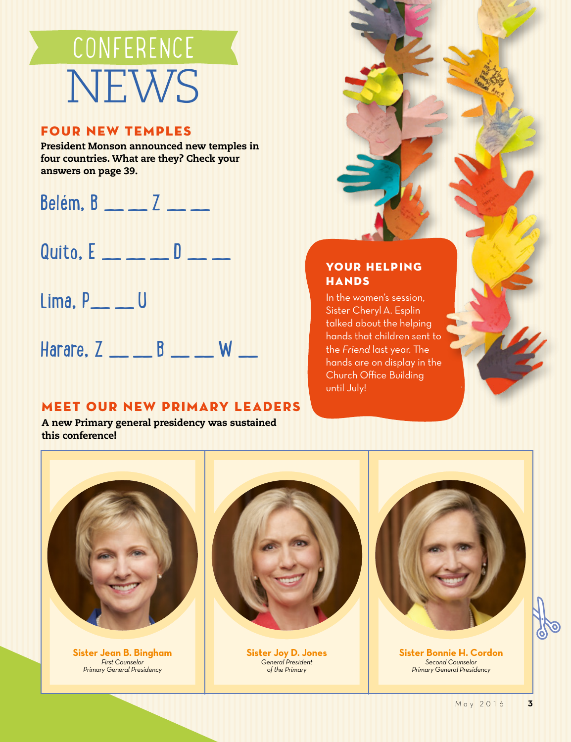# CONFERENCE NEWS

## FOUR NEW TEMPLES

**President Monson announced new temples in four countries. What are they? Check your answers on page 39.**

Belém, B __ __ Z __ __

Quito, E __ __ __ D __ __

Lima, P__ __ U

Harare, Z __ __ B __ __ W __

## YOUR HELPING HANDS

In the women's session, Sister Cheryl A. Esplin talked about the helping hands that children sent to the *Friend* last year. The hands are on display in the Church Office Building until July!

## MEET OUR NEW PRIMARY LEADERS

**A new Primary general presidency was sustained this conference!**

**Sister Jean B. Bingham**
*First Counselor*
*Primary General Presidency*

**Sister Joy D. Jones**
*General President*
*of the Primary*

**Sister Bonnie H. Cordon**
*Second Counselor*
*Primary General Presidency*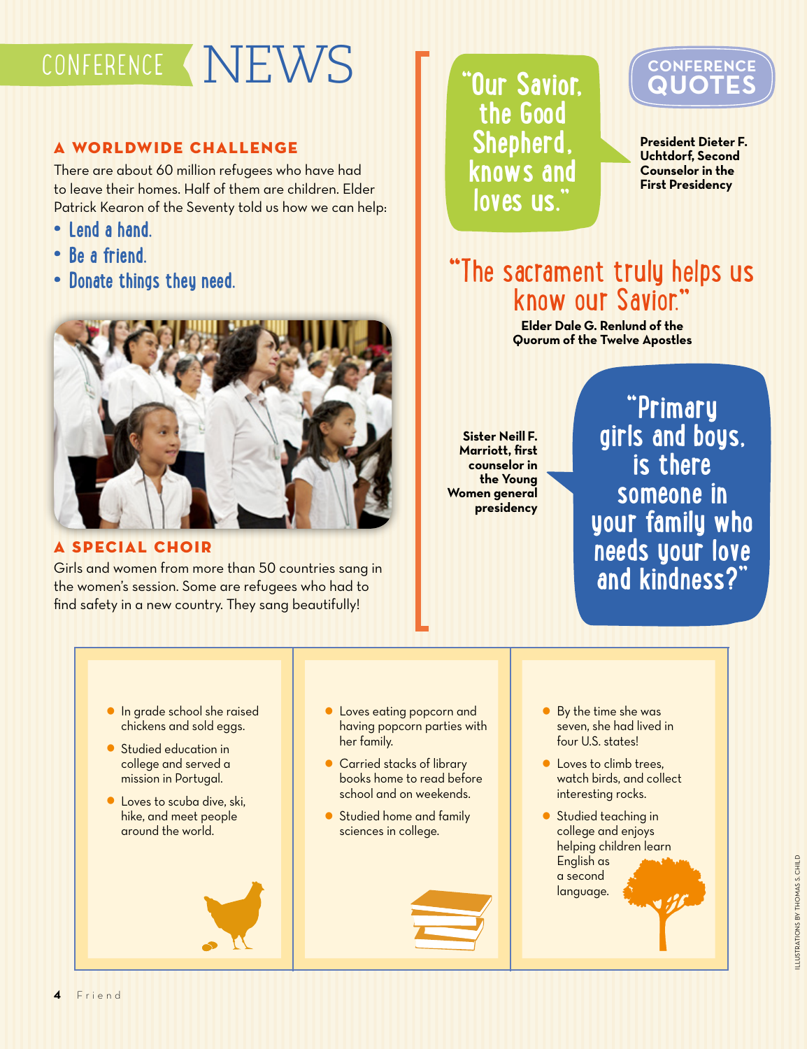# CONFERENCE NEWS

## A WORLDWIDE CHALLENGE

There are about 60 million refugees who have had to leave their homes. Half of them are children. Elder Patrick Kearon of the Seventy told us how we can help:

- Lend a hand.
- Be a friend.
- Donate things they need.

## A SPECIAL CHOIR

Girls and women from more than 50 countries sang in the women's session. Some are refugees who had to find safety in a new country. They sang beautifully!

## CONFERENCE QUOTES

"Our Savior, the Good Shepherd, knows and loves us."

**President Dieter F. Uchtdorf, Second Counselor in the First Presidency**

"The sacrament truly helps us know our Savior."

**Elder Dale G. Renlund of the Quorum of the Twelve Apostles**

"Primary girls and boys, is there someone in your family who needs your love and kindness?"

**Sister Neill F. Marriott, first counselor in the Young Women general presidency**

---

- In grade school she raised chickens and sold eggs.
- Studied education in college and served a mission in Portugal.
- Loves to scuba dive, ski, hike, and meet people around the world.

---

- Loves eating popcorn and having popcorn parties with her family.
- Carried stacks of library books home to read before school and on weekends.
- Studied home and family sciences in college.

---

- By the time she was seven, she had lived in four U.S. states!
- Loves to climb trees, watch birds, and collect interesting rocks.
- Studied teaching in college and enjoys helping children learn English as a second language.

ILLUSTRATIONS BY THOMAS S. CHILD